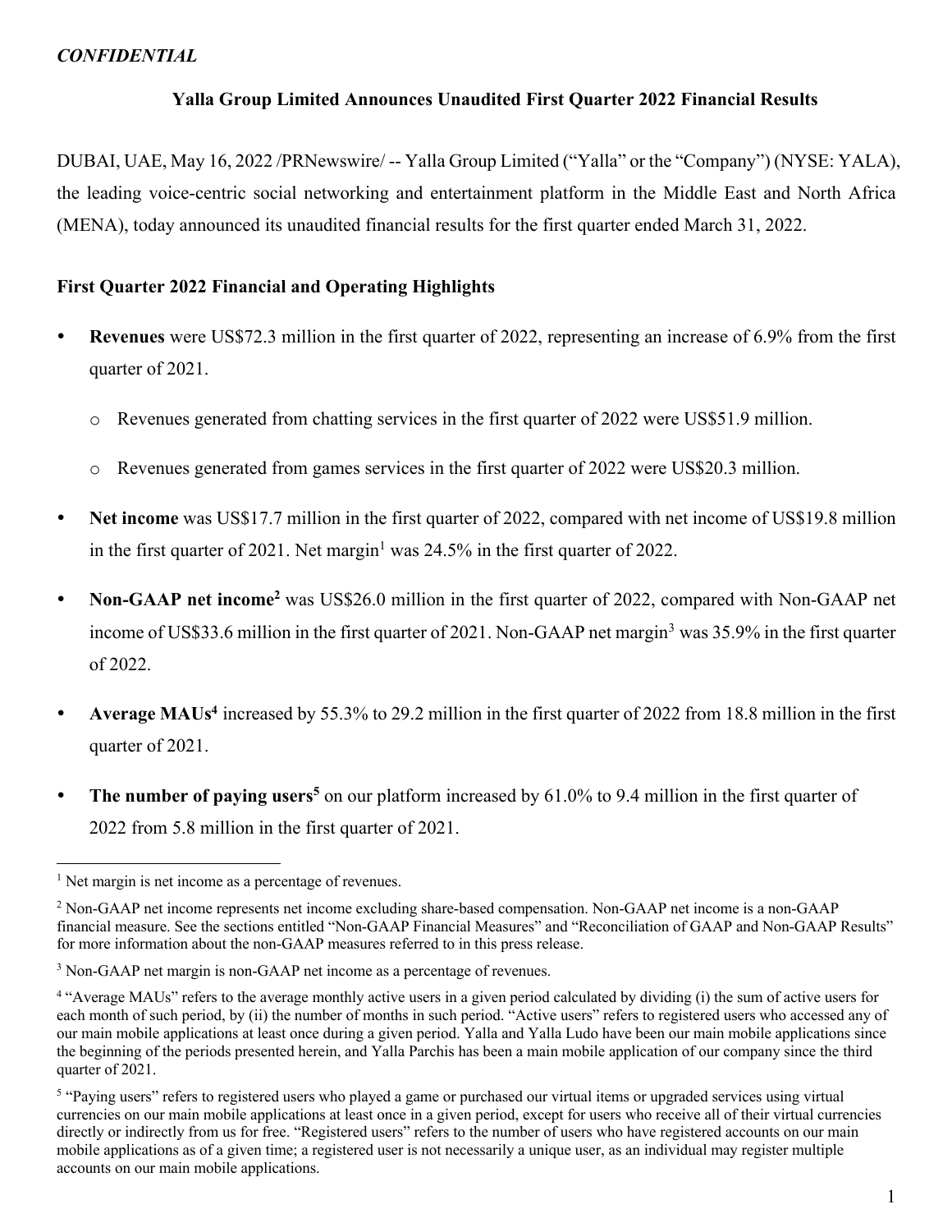*CONFIDENTIAL*

# Yalla Group Limited Announces Unaudited First Quarter 2022 Financial Results

DUBAI, UAE, May 16, 2022 /PRNewswire/ -- Yalla Group Limited ("Yalla" or the "Company") (NYSE: YALA), the leading voice-centric social networking and entertainment platform in the Middle East and North Africa (MENA), today announced its unaudited financial results for the first quarter ended March 31, 2022.

## First Quarter 2022 Financial and Operating Highlights

- **Revenues** were US$72.3 million in the first quarter of 2022, representing an increase of 6.9% from the first quarter of 2021.
  - Revenues generated from chatting services in the first quarter of 2022 were US$51.9 million.
  - Revenues generated from games services in the first quarter of 2022 were US$20.3 million.
- **Net income** was US$17.7 million in the first quarter of 2022, compared with net income of US$19.8 million in the first quarter of 2021. Net margin[1] was 24.5% in the first quarter of 2022.
- **Non-GAAP net income[2]** was US$26.0 million in the first quarter of 2022, compared with Non-GAAP net income of US$33.6 million in the first quarter of 2021. Non-GAAP net margin[3] was 35.9% in the first quarter of 2022.
- **Average MAUs[4]** increased by 55.3% to 29.2 million in the first quarter of 2022 from 18.8 million in the first quarter of 2021.
- **The number of paying users[5]** on our platform increased by 61.0% to 9.4 million in the first quarter of 2022 from 5.8 million in the first quarter of 2021.

---

[1] Net margin is net income as a percentage of revenues.

[2] Non-GAAP net income represents net income excluding share-based compensation. Non-GAAP net income is a non-GAAP financial measure. See the sections entitled "Non-GAAP Financial Measures" and "Reconciliation of GAAP and Non-GAAP Results" for more information about the non-GAAP measures referred to in this press release.

[3] Non-GAAP net margin is non-GAAP net income as a percentage of revenues.

[4] "Average MAUs" refers to the average monthly active users in a given period calculated by dividing (i) the sum of active users for each month of such period, by (ii) the number of months in such period. "Active users" refers to registered users who accessed any of our main mobile applications at least once during a given period. Yalla and Yalla Ludo have been our main mobile applications since the beginning of the periods presented herein, and Yalla Parchis has been a main mobile application of our company since the third quarter of 2021.

[5] "Paying users" refers to registered users who played a game or purchased our virtual items or upgraded services using virtual currencies on our main mobile applications at least once in a given period, except for users who receive all of their virtual currencies directly or indirectly from us for free. "Registered users" refers to the number of users who have registered accounts on our main mobile applications as of a given time; a registered user is not necessarily a unique user, as an individual may register multiple accounts on our main mobile applications.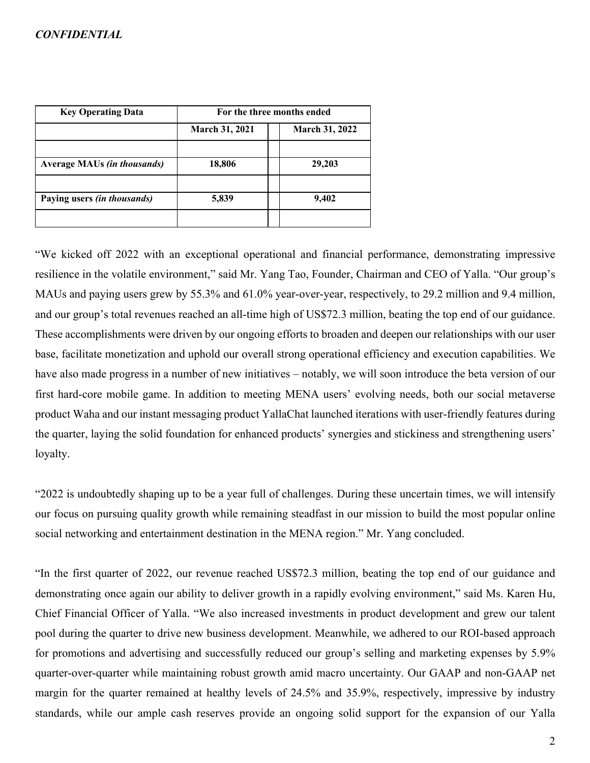*CONFIDENTIAL*

| Key Operating Data | For the three months ended | | |
|---|---|---|---|
| | March 31, 2021 | | March 31, 2022 |
| | | | |
| Average MAUs *(in thousands)* | 18,806 | | 29,203 |
| | | | |
| Paying users *(in thousands)* | 5,839 | | 9,402 |
| | | | |

"We kicked off 2022 with an exceptional operational and financial performance, demonstrating impressive resilience in the volatile environment," said Mr. Yang Tao, Founder, Chairman and CEO of Yalla. "Our group's MAUs and paying users grew by 55.3% and 61.0% year-over-year, respectively, to 29.2 million and 9.4 million, and our group's total revenues reached an all-time high of US$72.3 million, beating the top end of our guidance. These accomplishments were driven by our ongoing efforts to broaden and deepen our relationships with our user base, facilitate monetization and uphold our overall strong operational efficiency and execution capabilities. We have also made progress in a number of new initiatives – notably, we will soon introduce the beta version of our first hard-core mobile game. In addition to meeting MENA users' evolving needs, both our social metaverse product Waha and our instant messaging product YallaChat launched iterations with user-friendly features during the quarter, laying the solid foundation for enhanced products' synergies and stickiness and strengthening users' loyalty.

"2022 is undoubtedly shaping up to be a year full of challenges. During these uncertain times, we will intensify our focus on pursuing quality growth while remaining steadfast in our mission to build the most popular online social networking and entertainment destination in the MENA region." Mr. Yang concluded.

"In the first quarter of 2022, our revenue reached US$72.3 million, beating the top end of our guidance and demonstrating once again our ability to deliver growth in a rapidly evolving environment," said Ms. Karen Hu, Chief Financial Officer of Yalla. "We also increased investments in product development and grew our talent pool during the quarter to drive new business development. Meanwhile, we adhered to our ROI-based approach for promotions and advertising and successfully reduced our group's selling and marketing expenses by 5.9% quarter-over-quarter while maintaining robust growth amid macro uncertainty. Our GAAP and non-GAAP net margin for the quarter remained at healthy levels of 24.5% and 35.9%, respectively, impressive by industry standards, while our ample cash reserves provide an ongoing solid support for the expansion of our Yalla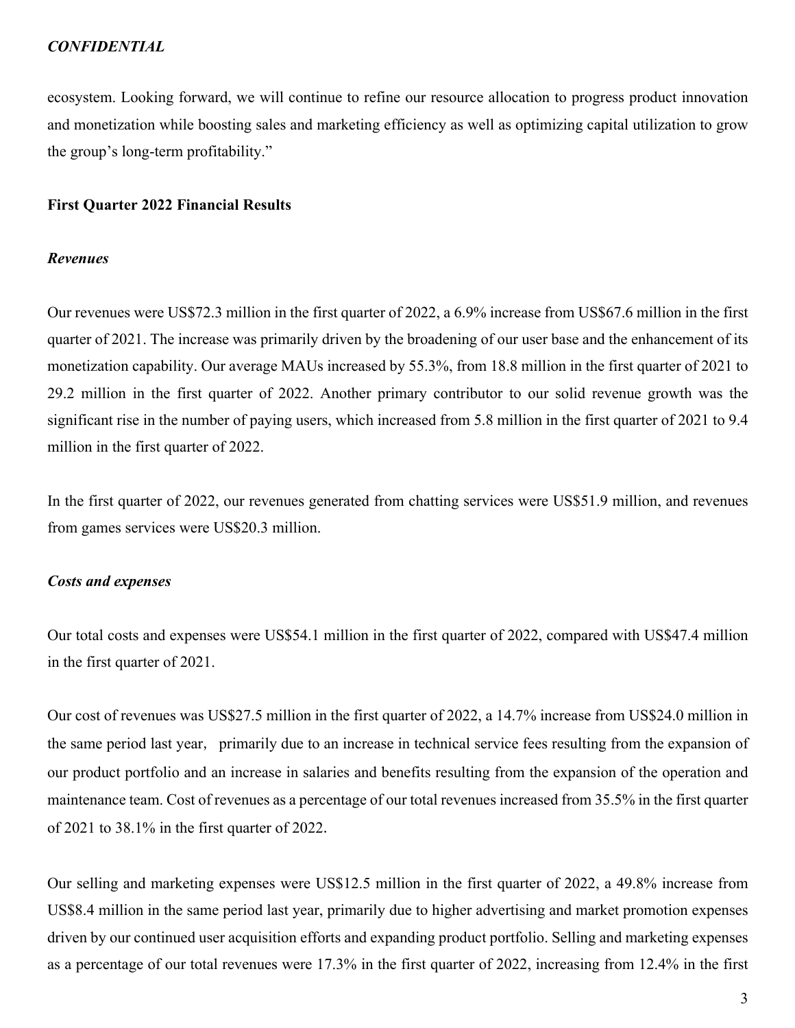*CONFIDENTIAL*

ecosystem. Looking forward, we will continue to refine our resource allocation to progress product innovation and monetization while boosting sales and marketing efficiency as well as optimizing capital utilization to grow the group's long-term profitability."

**First Quarter 2022 Financial Results**

***Revenues***

Our revenues were US$72.3 million in the first quarter of 2022, a 6.9% increase from US$67.6 million in the first quarter of 2021. The increase was primarily driven by the broadening of our user base and the enhancement of its monetization capability. Our average MAUs increased by 55.3%, from 18.8 million in the first quarter of 2021 to 29.2 million in the first quarter of 2022. Another primary contributor to our solid revenue growth was the significant rise in the number of paying users, which increased from 5.8 million in the first quarter of 2021 to 9.4 million in the first quarter of 2022.

In the first quarter of 2022, our revenues generated from chatting services were US$51.9 million, and revenues from games services were US$20.3 million.

***Costs and expenses***

Our total costs and expenses were US$54.1 million in the first quarter of 2022, compared with US$47.4 million in the first quarter of 2021.

Our cost of revenues was US$27.5 million in the first quarter of 2022, a 14.7% increase from US$24.0 million in the same period last year, primarily due to an increase in technical service fees resulting from the expansion of our product portfolio and an increase in salaries and benefits resulting from the expansion of the operation and maintenance team. Cost of revenues as a percentage of our total revenues increased from 35.5% in the first quarter of 2021 to 38.1% in the first quarter of 2022.

Our selling and marketing expenses were US$12.5 million in the first quarter of 2022, a 49.8% increase from US$8.4 million in the same period last year, primarily due to higher advertising and market promotion expenses driven by our continued user acquisition efforts and expanding product portfolio. Selling and marketing expenses as a percentage of our total revenues were 17.3% in the first quarter of 2022, increasing from 12.4% in the first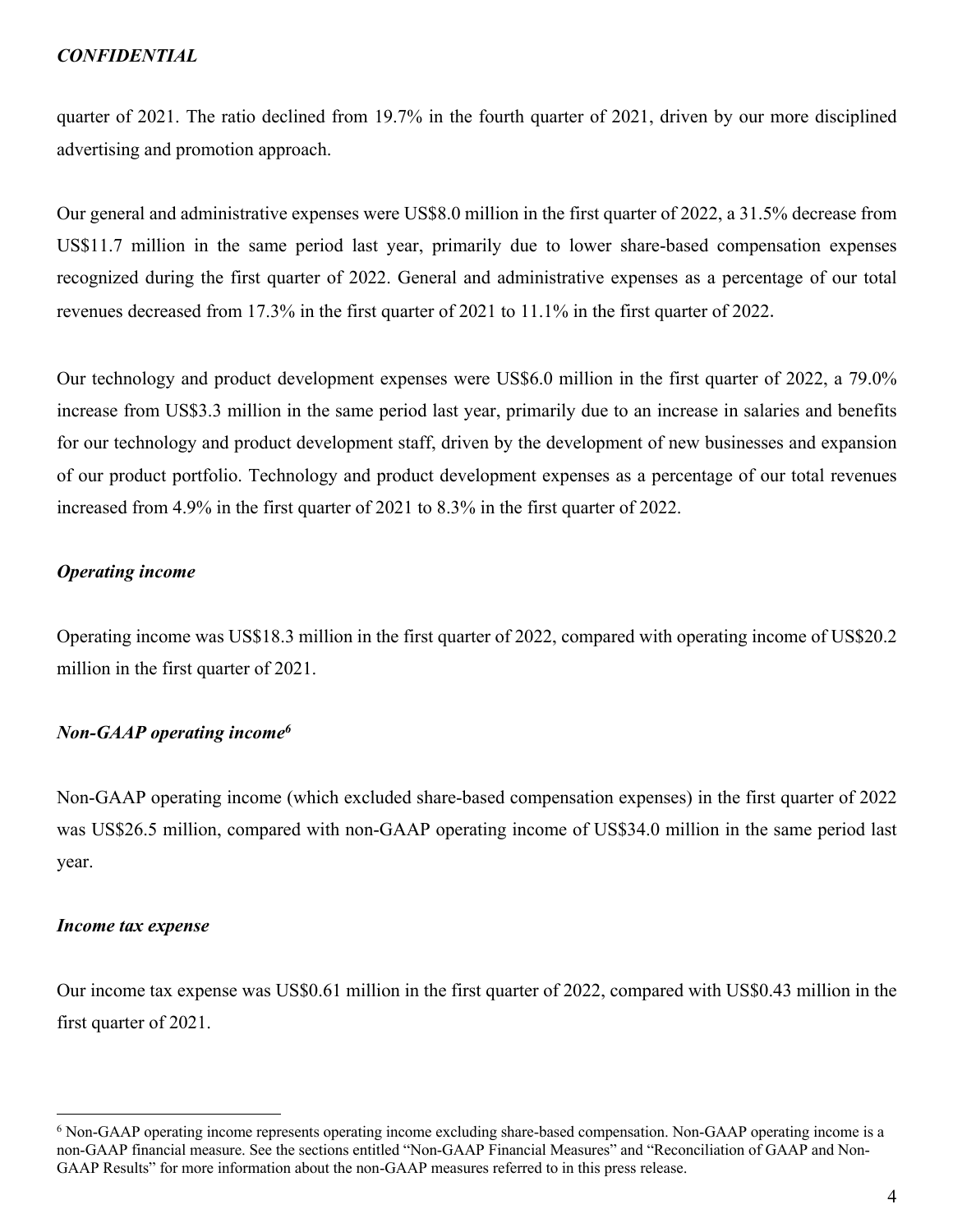*CONFIDENTIAL*

quarter of 2021. The ratio declined from 19.7% in the fourth quarter of 2021, driven by our more disciplined advertising and promotion approach.

Our general and administrative expenses were US$8.0 million in the first quarter of 2022, a 31.5% decrease from US$11.7 million in the same period last year, primarily due to lower share-based compensation expenses recognized during the first quarter of 2022. General and administrative expenses as a percentage of our total revenues decreased from 17.3% in the first quarter of 2021 to 11.1% in the first quarter of 2022.

Our technology and product development expenses were US$6.0 million in the first quarter of 2022, a 79.0% increase from US$3.3 million in the same period last year, primarily due to an increase in salaries and benefits for our technology and product development staff, driven by the development of new businesses and expansion of our product portfolio. Technology and product development expenses as a percentage of our total revenues increased from 4.9% in the first quarter of 2021 to 8.3% in the first quarter of 2022.

***Operating income***

Operating income was US$18.3 million in the first quarter of 2022, compared with operating income of US$20.2 million in the first quarter of 2021.

***Non-GAAP operating income[6]***

Non-GAAP operating income (which excluded share-based compensation expenses) in the first quarter of 2022 was US$26.5 million, compared with non-GAAP operating income of US$34.0 million in the same period last year.

***Income tax expense***

Our income tax expense was US$0.61 million in the first quarter of 2022, compared with US$0.43 million in the first quarter of 2021.

---

[6] Non-GAAP operating income represents operating income excluding share-based compensation. Non-GAAP operating income is a non-GAAP financial measure. See the sections entitled "Non-GAAP Financial Measures" and "Reconciliation of GAAP and Non-GAAP Results" for more information about the non-GAAP measures referred to in this press release.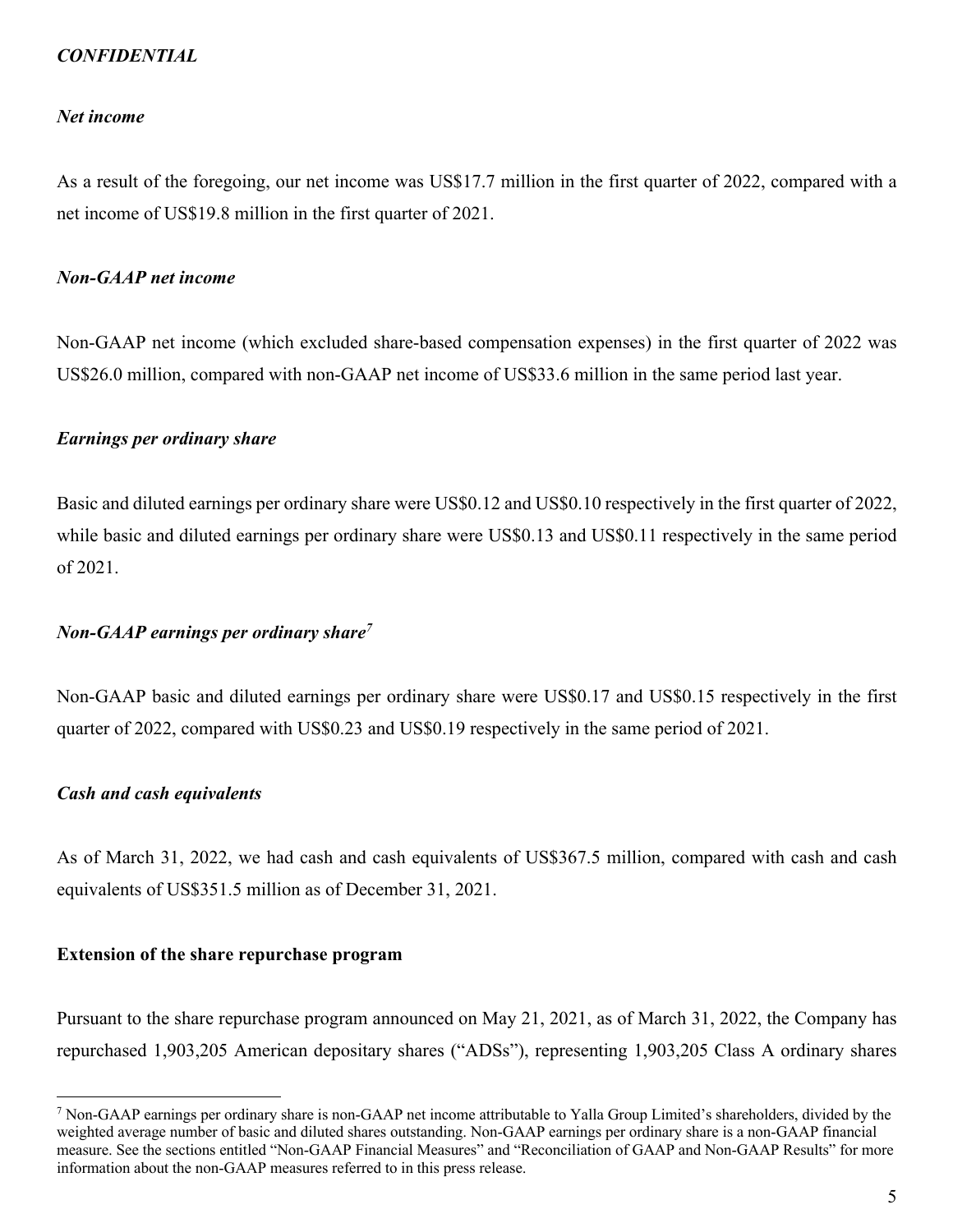*CONFIDENTIAL*

*Net income*

As a result of the foregoing, our net income was US$17.7 million in the first quarter of 2022, compared with a net income of US$19.8 million in the first quarter of 2021.

*Non-GAAP net income*

Non-GAAP net income (which excluded share-based compensation expenses) in the first quarter of 2022 was US$26.0 million, compared with non-GAAP net income of US$33.6 million in the same period last year.

*Earnings per ordinary share*

Basic and diluted earnings per ordinary share were US$0.12 and US$0.10 respectively in the first quarter of 2022, while basic and diluted earnings per ordinary share were US$0.13 and US$0.11 respectively in the same period of 2021.

*Non-GAAP earnings per ordinary share[7]*

Non-GAAP basic and diluted earnings per ordinary share were US$0.17 and US$0.15 respectively in the first quarter of 2022, compared with US$0.23 and US$0.19 respectively in the same period of 2021.

*Cash and cash equivalents*

As of March 31, 2022, we had cash and cash equivalents of US$367.5 million, compared with cash and cash equivalents of US$351.5 million as of December 31, 2021.

**Extension of the share repurchase program**

Pursuant to the share repurchase program announced on May 21, 2021, as of March 31, 2022, the Company has repurchased 1,903,205 American depositary shares ("ADSs"), representing 1,903,205 Class A ordinary shares

---

[7] Non-GAAP earnings per ordinary share is non-GAAP net income attributable to Yalla Group Limited's shareholders, divided by the weighted average number of basic and diluted shares outstanding. Non-GAAP earnings per ordinary share is a non-GAAP financial measure. See the sections entitled "Non-GAAP Financial Measures" and "Reconciliation of GAAP and Non-GAAP Results" for more information about the non-GAAP measures referred to in this press release.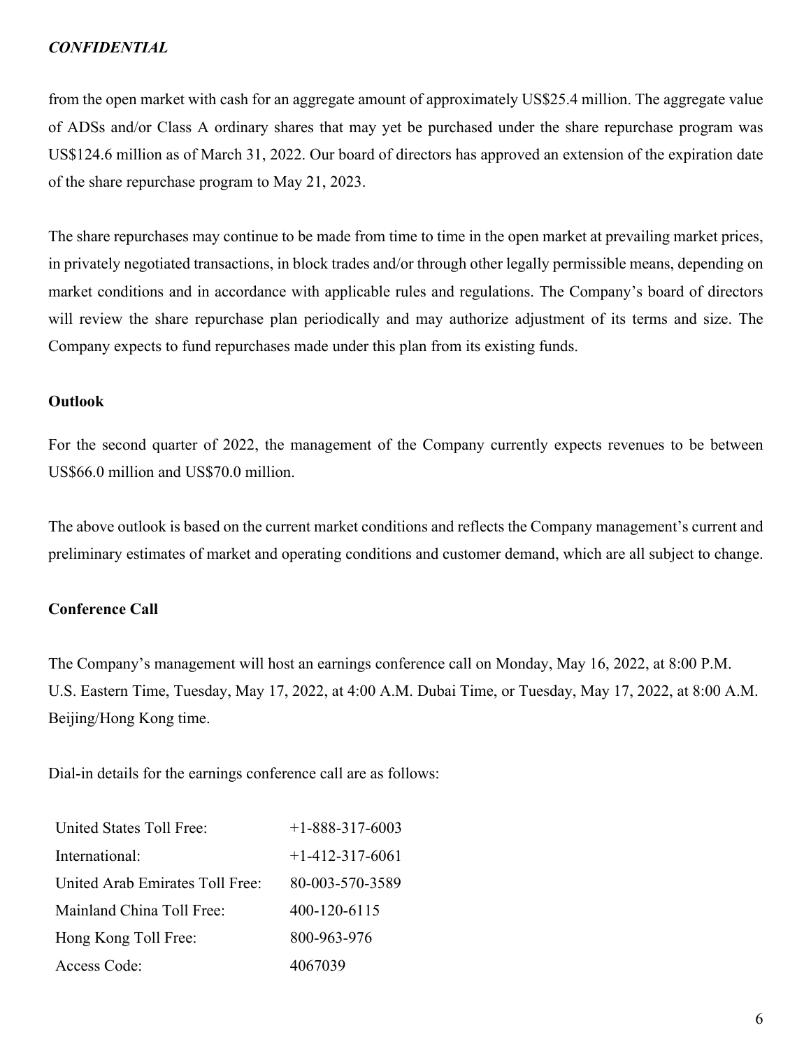*CONFIDENTIAL*

from the open market with cash for an aggregate amount of approximately US$25.4 million. The aggregate value of ADSs and/or Class A ordinary shares that may yet be purchased under the share repurchase program was US$124.6 million as of March 31, 2022. Our board of directors has approved an extension of the expiration date of the share repurchase program to May 21, 2023.

The share repurchases may continue to be made from time to time in the open market at prevailing market prices, in privately negotiated transactions, in block trades and/or through other legally permissible means, depending on market conditions and in accordance with applicable rules and regulations. The Company's board of directors will review the share repurchase plan periodically and may authorize adjustment of its terms and size. The Company expects to fund repurchases made under this plan from its existing funds.

**Outlook**

For the second quarter of 2022, the management of the Company currently expects revenues to be between US$66.0 million and US$70.0 million.

The above outlook is based on the current market conditions and reflects the Company management's current and preliminary estimates of market and operating conditions and customer demand, which are all subject to change.

**Conference Call**

The Company's management will host an earnings conference call on Monday, May 16, 2022, at 8:00 P.M. U.S. Eastern Time, Tuesday, May 17, 2022, at 4:00 A.M. Dubai Time, or Tuesday, May 17, 2022, at 8:00 A.M. Beijing/Hong Kong time.

Dial-in details for the earnings conference call are as follows:

| | |
|---|---|
| United States Toll Free: | +1-888-317-6003 |
| International: | +1-412-317-6061 |
| United Arab Emirates Toll Free: | 80-003-570-3589 |
| Mainland China Toll Free: | 400-120-6115 |
| Hong Kong Toll Free: | 800-963-976 |
| Access Code: | 4067039 |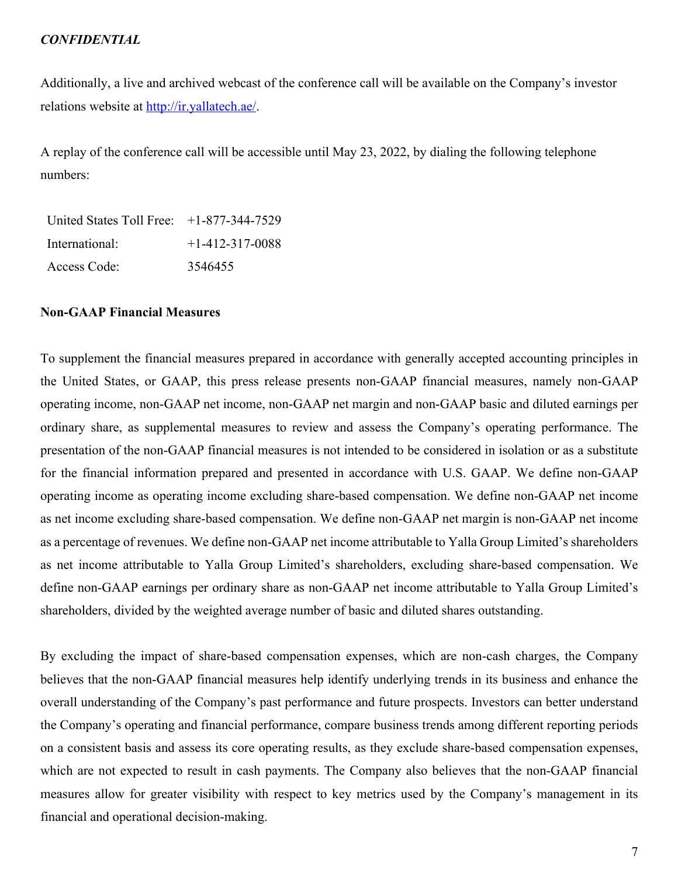*CONFIDENTIAL*

Additionally, a live and archived webcast of the conference call will be available on the Company's investor relations website at http://ir.yallatech.ae/.

A replay of the conference call will be accessible until May 23, 2022, by dialing the following telephone numbers:

| | |
|---|---|
| United States Toll Free: | +1-877-344-7529 |
| International: | +1-412-317-0088 |
| Access Code: | 3546455 |

**Non-GAAP Financial Measures**

To supplement the financial measures prepared in accordance with generally accepted accounting principles in the United States, or GAAP, this press release presents non-GAAP financial measures, namely non-GAAP operating income, non-GAAP net income, non-GAAP net margin and non-GAAP basic and diluted earnings per ordinary share, as supplemental measures to review and assess the Company's operating performance. The presentation of the non-GAAP financial measures is not intended to be considered in isolation or as a substitute for the financial information prepared and presented in accordance with U.S. GAAP. We define non-GAAP operating income as operating income excluding share-based compensation. We define non-GAAP net income as net income excluding share-based compensation. We define non-GAAP net margin is non-GAAP net income as a percentage of revenues. We define non-GAAP net income attributable to Yalla Group Limited's shareholders as net income attributable to Yalla Group Limited's shareholders, excluding share-based compensation. We define non-GAAP earnings per ordinary share as non-GAAP net income attributable to Yalla Group Limited's shareholders, divided by the weighted average number of basic and diluted shares outstanding.

By excluding the impact of share-based compensation expenses, which are non-cash charges, the Company believes that the non-GAAP financial measures help identify underlying trends in its business and enhance the overall understanding of the Company's past performance and future prospects. Investors can better understand the Company's operating and financial performance, compare business trends among different reporting periods on a consistent basis and assess its core operating results, as they exclude share-based compensation expenses, which are not expected to result in cash payments. The Company also believes that the non-GAAP financial measures allow for greater visibility with respect to key metrics used by the Company's management in its financial and operational decision-making.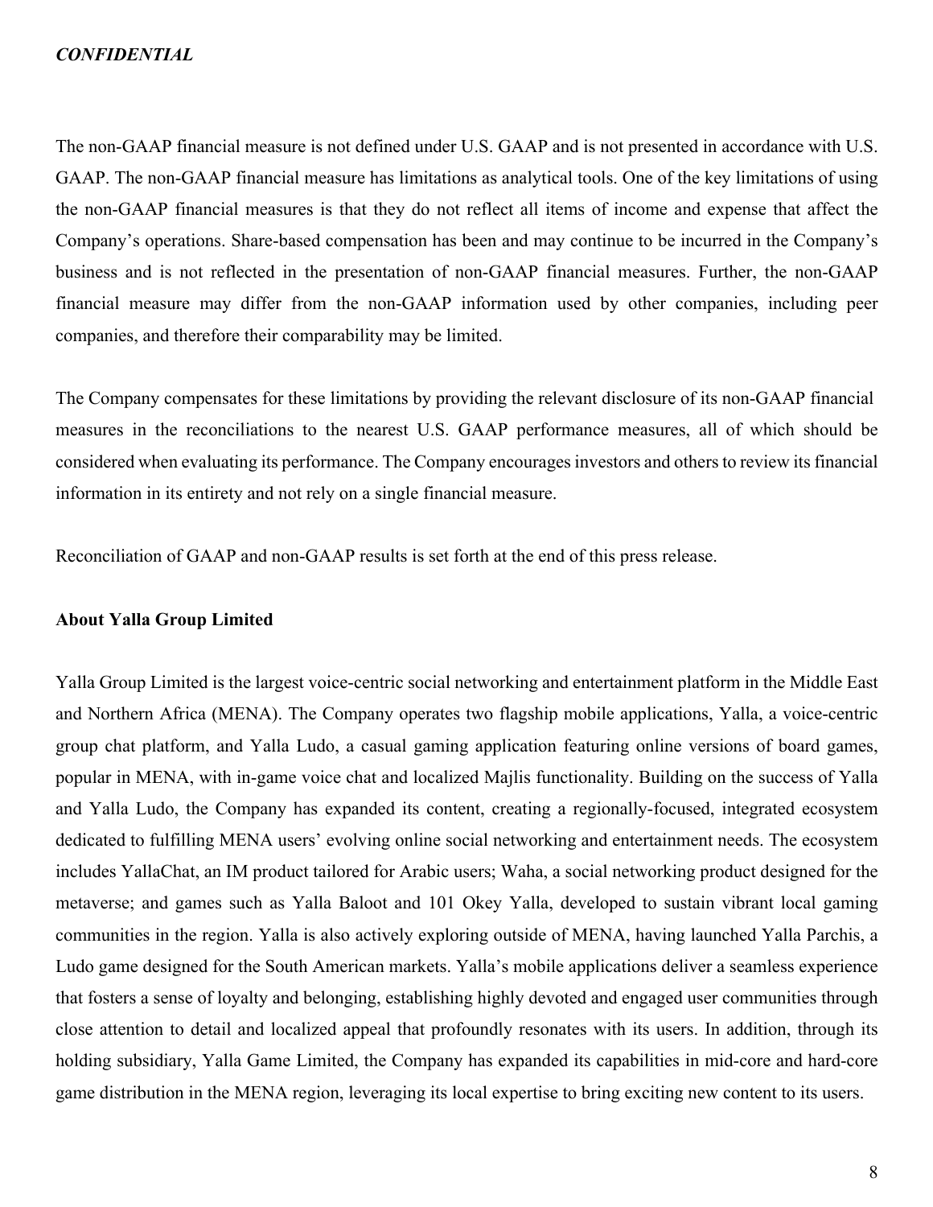*CONFIDENTIAL*

The non-GAAP financial measure is not defined under U.S. GAAP and is not presented in accordance with U.S. GAAP. The non-GAAP financial measure has limitations as analytical tools. One of the key limitations of using the non-GAAP financial measures is that they do not reflect all items of income and expense that affect the Company's operations. Share-based compensation has been and may continue to be incurred in the Company's business and is not reflected in the presentation of non-GAAP financial measures. Further, the non-GAAP financial measure may differ from the non-GAAP information used by other companies, including peer companies, and therefore their comparability may be limited.

The Company compensates for these limitations by providing the relevant disclosure of its non-GAAP financial measures in the reconciliations to the nearest U.S. GAAP performance measures, all of which should be considered when evaluating its performance. The Company encourages investors and others to review its financial information in its entirety and not rely on a single financial measure.

Reconciliation of GAAP and non-GAAP results is set forth at the end of this press release.

**About Yalla Group Limited**

Yalla Group Limited is the largest voice-centric social networking and entertainment platform in the Middle East and Northern Africa (MENA). The Company operates two flagship mobile applications, Yalla, a voice-centric group chat platform, and Yalla Ludo, a casual gaming application featuring online versions of board games, popular in MENA, with in-game voice chat and localized Majlis functionality. Building on the success of Yalla and Yalla Ludo, the Company has expanded its content, creating a regionally-focused, integrated ecosystem dedicated to fulfilling MENA users' evolving online social networking and entertainment needs. The ecosystem includes YallaChat, an IM product tailored for Arabic users; Waha, a social networking product designed for the metaverse; and games such as Yalla Baloot and 101 Okey Yalla, developed to sustain vibrant local gaming communities in the region. Yalla is also actively exploring outside of MENA, having launched Yalla Parchis, a Ludo game designed for the South American markets. Yalla's mobile applications deliver a seamless experience that fosters a sense of loyalty and belonging, establishing highly devoted and engaged user communities through close attention to detail and localized appeal that profoundly resonates with its users. In addition, through its holding subsidiary, Yalla Game Limited, the Company has expanded its capabilities in mid-core and hard-core game distribution in the MENA region, leveraging its local expertise to bring exciting new content to its users.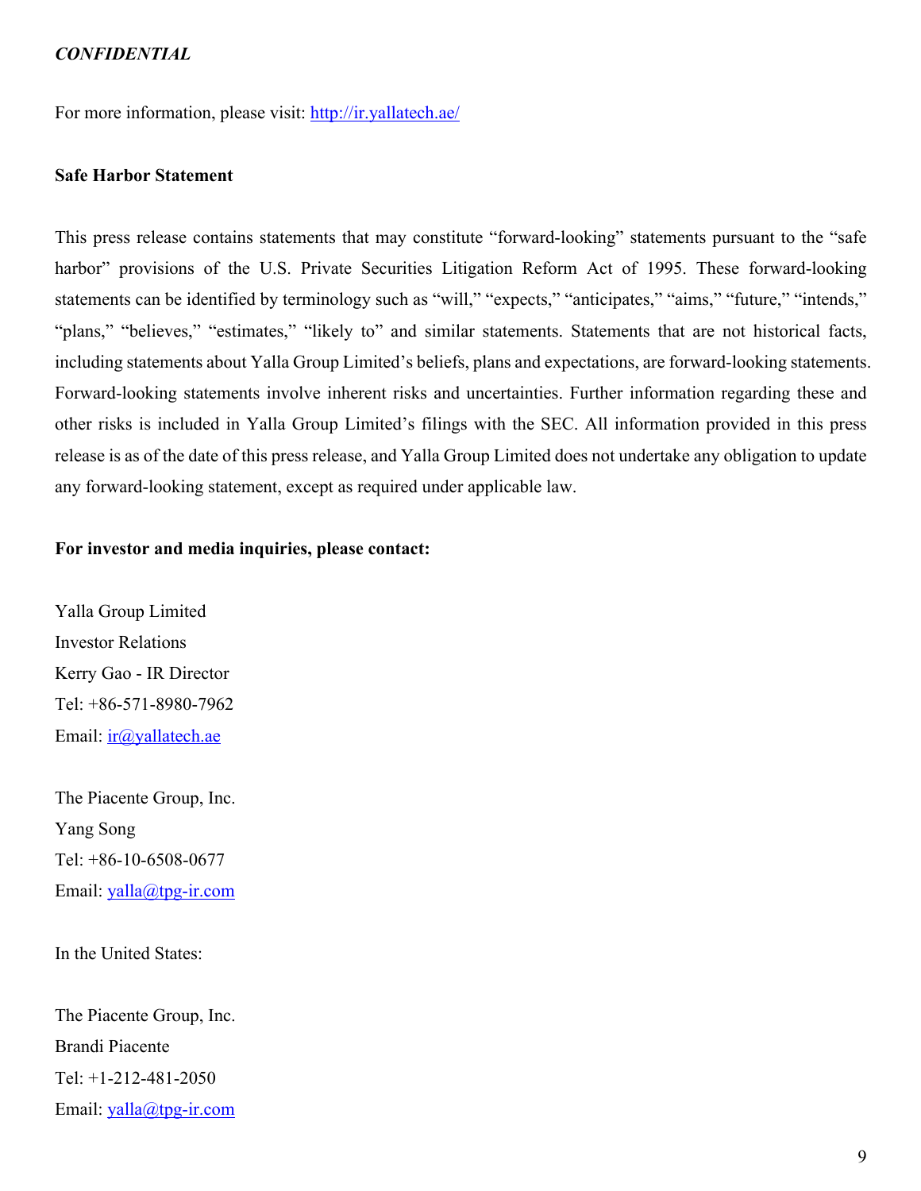*CONFIDENTIAL*

For more information, please visit: http://ir.yallatech.ae/

**Safe Harbor Statement**

This press release contains statements that may constitute "forward-looking" statements pursuant to the "safe harbor" provisions of the U.S. Private Securities Litigation Reform Act of 1995. These forward-looking statements can be identified by terminology such as "will," "expects," "anticipates," "aims," "future," "intends," "plans," "believes," "estimates," "likely to" and similar statements. Statements that are not historical facts, including statements about Yalla Group Limited's beliefs, plans and expectations, are forward-looking statements. Forward-looking statements involve inherent risks and uncertainties. Further information regarding these and other risks is included in Yalla Group Limited's filings with the SEC. All information provided in this press release is as of the date of this press release, and Yalla Group Limited does not undertake any obligation to update any forward-looking statement, except as required under applicable law.

**For investor and media inquiries, please contact:**

Yalla Group Limited
Investor Relations
Kerry Gao - IR Director
Tel: +86-571-8980-7962
Email: ir@yallatech.ae

The Piacente Group, Inc.
Yang Song
Tel: +86-10-6508-0677
Email: yalla@tpg-ir.com

In the United States:

The Piacente Group, Inc.
Brandi Piacente
Tel: +1-212-481-2050
Email: yalla@tpg-ir.com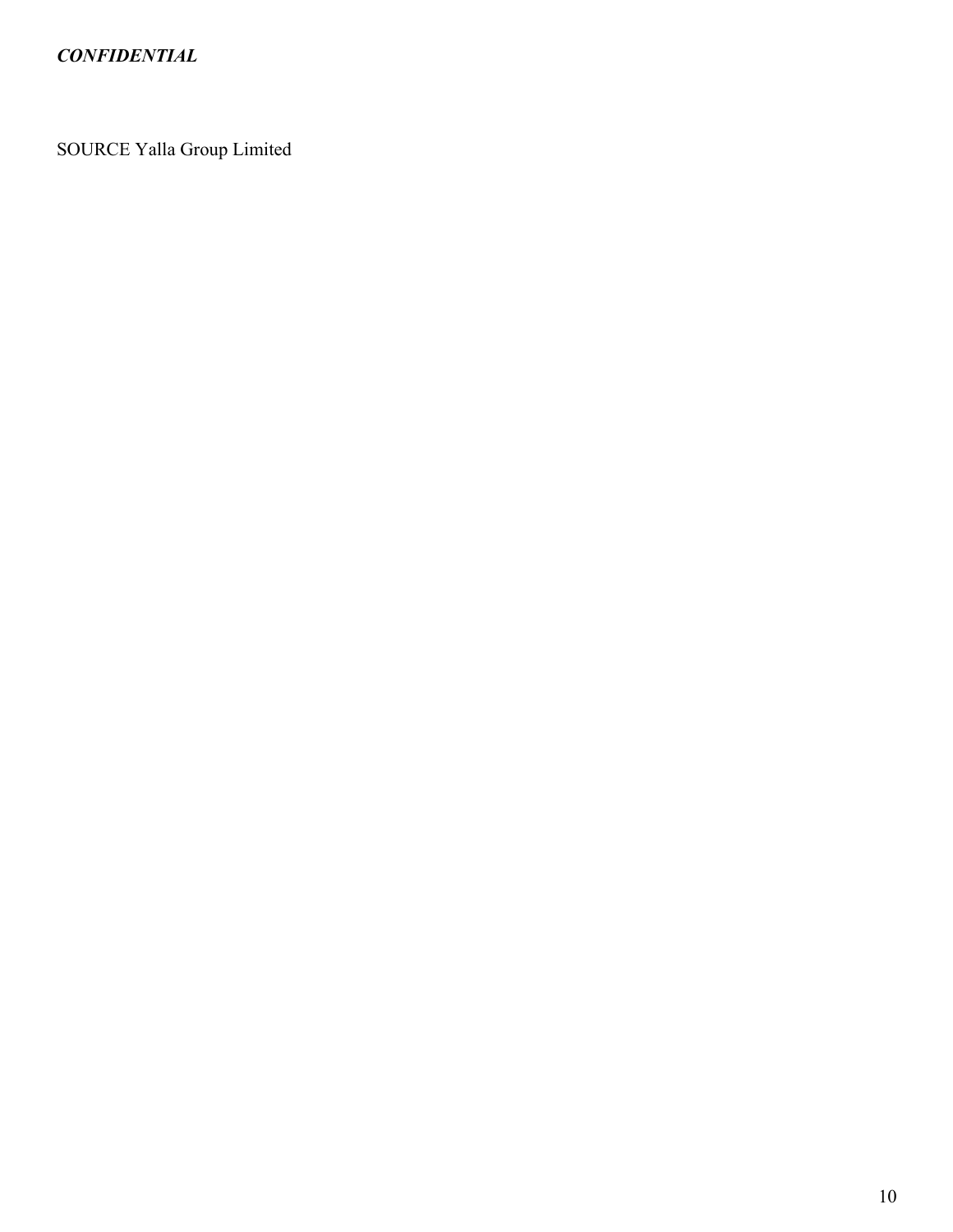*CONFIDENTIAL*

SOURCE Yalla Group Limited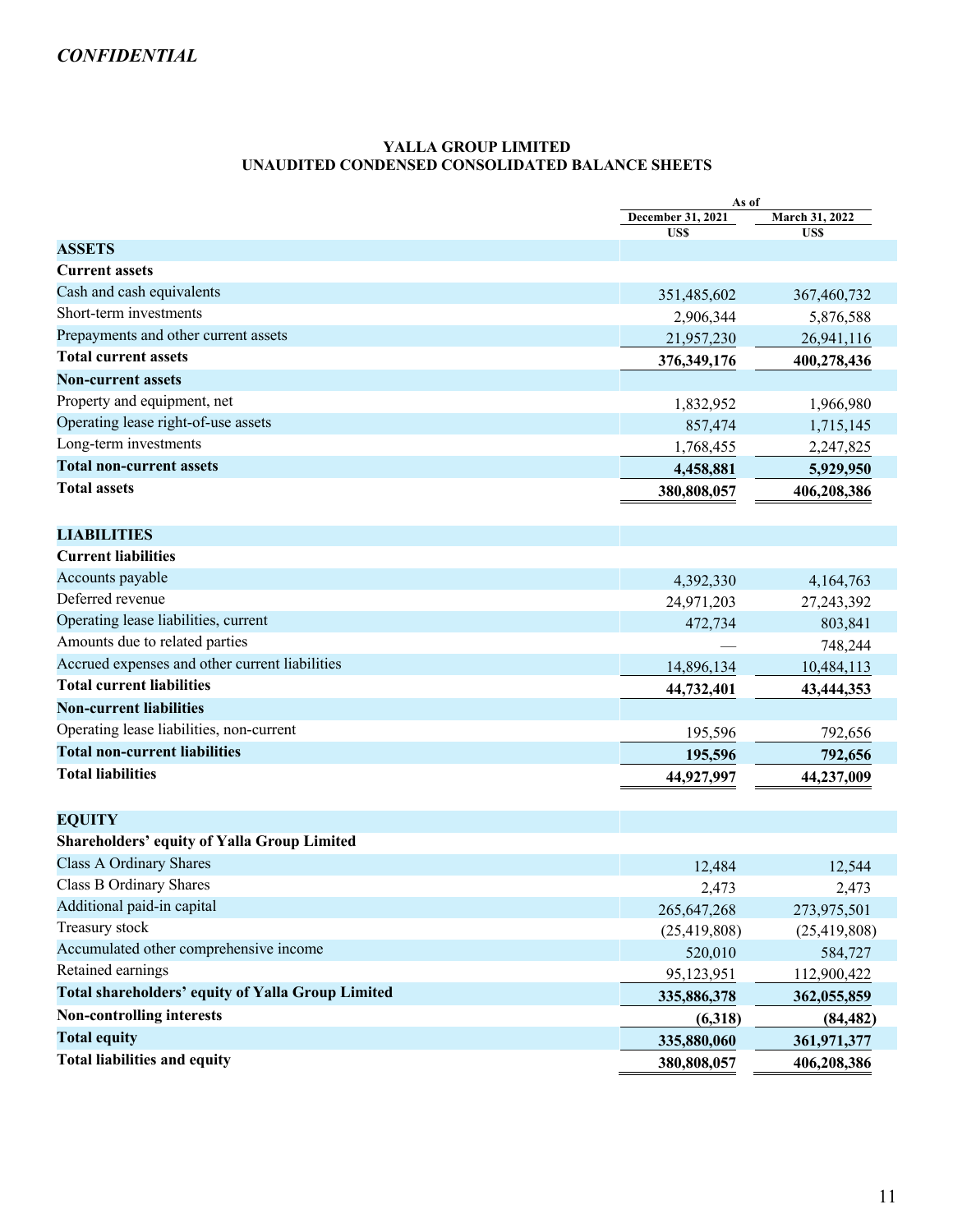*CONFIDENTIAL*

**YALLA GROUP LIMITED**
**UNAUDITED CONDENSED CONSOLIDATED BALANCE SHEETS**

| | As of | |
|---|---|---|
| | December 31, 2021 | March 31, 2022 |
| | US$ | US$ |
| **ASSETS** | | |
| **Current assets** | | |
| Cash and cash equivalents | 351,485,602 | 367,460,732 |
| Short-term investments | 2,906,344 | 5,876,588 |
| Prepayments and other current assets | 21,957,230 | 26,941,116 |
| **Total current assets** | **376,349,176** | **400,278,436** |
| **Non-current assets** | | |
| Property and equipment, net | 1,832,952 | 1,966,980 |
| Operating lease right-of-use assets | 857,474 | 1,715,145 |
| Long-term investments | 1,768,455 | 2,247,825 |
| **Total non-current assets** | **4,458,881** | **5,929,950** |
| **Total assets** | **380,808,057** | **406,208,386** |
| | | |
| **LIABILITIES** | | |
| **Current liabilities** | | |
| Accounts payable | 4,392,330 | 4,164,763 |
| Deferred revenue | 24,971,203 | 27,243,392 |
| Operating lease liabilities, current | 472,734 | 803,841 |
| Amounts due to related parties | — | 748,244 |
| Accrued expenses and other current liabilities | 14,896,134 | 10,484,113 |
| **Total current liabilities** | **44,732,401** | **43,444,353** |
| **Non-current liabilities** | | |
| Operating lease liabilities, non-current | 195,596 | 792,656 |
| **Total non-current liabilities** | **195,596** | **792,656** |
| **Total liabilities** | **44,927,997** | **44,237,009** |
| | | |
| **EQUITY** | | |
| **Shareholders' equity of Yalla Group Limited** | | |
| Class A Ordinary Shares | 12,484 | 12,544 |
| Class B Ordinary Shares | 2,473 | 2,473 |
| Additional paid-in capital | 265,647,268 | 273,975,501 |
| Treasury stock | (25,419,808) | (25,419,808) |
| Accumulated other comprehensive income | 520,010 | 584,727 |
| Retained earnings | 95,123,951 | 112,900,422 |
| **Total shareholders' equity of Yalla Group Limited** | **335,886,378** | **362,055,859** |
| **Non-controlling interests** | **(6,318)** | **(84,482)** |
| **Total equity** | **335,880,060** | **361,971,377** |
| **Total liabilities and equity** | **380,808,057** | **406,208,386** |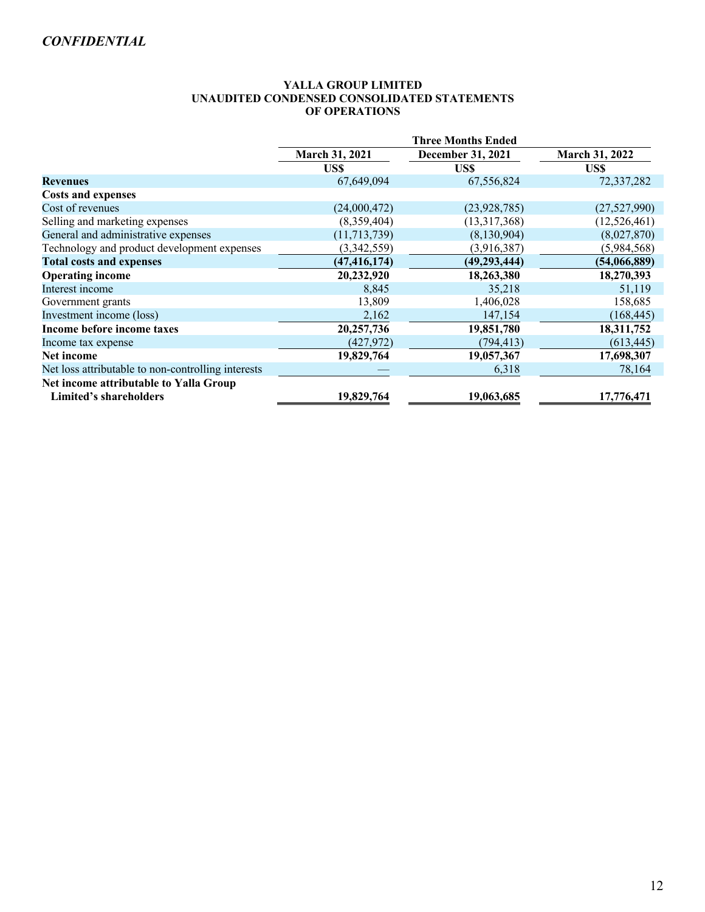*CONFIDENTIAL*

**YALLA GROUP LIMITED**
**UNAUDITED CONDENSED CONSOLIDATED STATEMENTS OF OPERATIONS**

| | Three Months Ended | | |
|---|---|---|---|
| | **March 31, 2021** | **December 31, 2021** | **March 31, 2022** |
| | **US$** | **US$** | **US$** |
| **Revenues** | 67,649,094 | 67,556,824 | 72,337,282 |
| **Costs and expenses** | | | |
| Cost of revenues | (24,000,472) | (23,928,785) | (27,527,990) |
| Selling and marketing expenses | (8,359,404) | (13,317,368) | (12,526,461) |
| General and administrative expenses | (11,713,739) | (8,130,904) | (8,027,870) |
| Technology and product development expenses | (3,342,559) | (3,916,387) | (5,984,568) |
| **Total costs and expenses** | **(47,416,174)** | **(49,293,444)** | **(54,066,889)** |
| **Operating income** | **20,232,920** | **18,263,380** | **18,270,393** |
| Interest income | 8,845 | 35,218 | 51,119 |
| Government grants | 13,809 | 1,406,028 | 158,685 |
| Investment income (loss) | 2,162 | 147,154 | (168,445) |
| **Income before income taxes** | **20,257,736** | **19,851,780** | **18,311,752** |
| Income tax expense | (427,972) | (794,413) | (613,445) |
| **Net income** | **19,829,764** | **19,057,367** | **17,698,307** |
| Net loss attributable to non-controlling interests | — | 6,318 | 78,164 |
| **Net income attributable to Yalla Group Limited's shareholders** | **19,829,764** | **19,063,685** | **17,776,471** |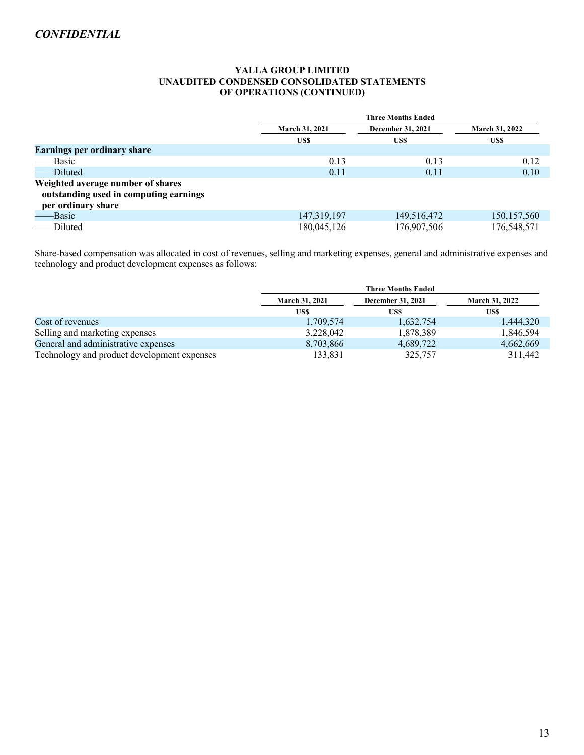*CONFIDENTIAL*

**YALLA GROUP LIMITED**
**UNAUDITED CONDENSED CONSOLIDATED STATEMENTS**
**OF OPERATIONS (CONTINUED)**

| | Three Months Ended | | |
|---|---|---|---|
| | March 31, 2021 | December 31, 2021 | March 31, 2022 |
| | US$ | US$ | US$ |
| **Earnings per ordinary share** | | | |
| ——Basic | 0.13 | 0.13 | 0.12 |
| ——Diluted | 0.11 | 0.11 | 0.10 |
| **Weighted average number of shares outstanding used in computing earnings per ordinary share** | | | |
| ——Basic | 147,319,197 | 149,516,472 | 150,157,560 |
| ——Diluted | 180,045,126 | 176,907,506 | 176,548,571 |

Share-based compensation was allocated in cost of revenues, selling and marketing expenses, general and administrative expenses and technology and product development expenses as follows:

| | Three Months Ended | | |
|---|---|---|---|
| | March 31, 2021 | December 31, 2021 | March 31, 2022 |
| | US$ | US$ | US$ |
| Cost of revenues | 1,709,574 | 1,632,754 | 1,444,320 |
| Selling and marketing expenses | 3,228,042 | 1,878,389 | 1,846,594 |
| General and administrative expenses | 8,703,866 | 4,689,722 | 4,662,669 |
| Technology and product development expenses | 133,831 | 325,757 | 311,442 |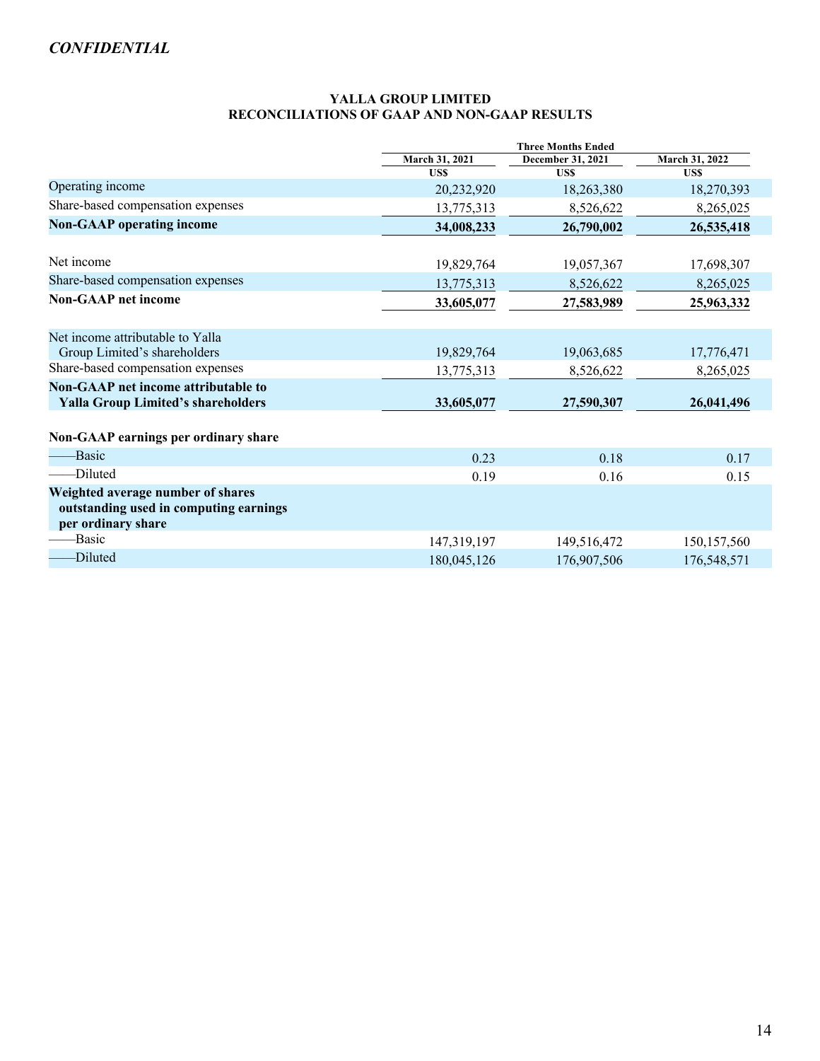*CONFIDENTIAL*

**YALLA GROUP LIMITED**
**RECONCILIATIONS OF GAAP AND NON-GAAP RESULTS**

| | Three Months Ended | | |
|---|---|---|---|
| | March 31, 2021 | December 31, 2021 | March 31, 2022 |
| | US$ | US$ | US$ |
| Operating income | 20,232,920 | 18,263,380 | 18,270,393 |
| Share-based compensation expenses | 13,775,313 | 8,526,622 | 8,265,025 |
| **Non-GAAP operating income** | **34,008,233** | **26,790,002** | **26,535,418** |
| | | | |
| Net income | 19,829,764 | 19,057,367 | 17,698,307 |
| Share-based compensation expenses | 13,775,313 | 8,526,622 | 8,265,025 |
| **Non-GAAP net income** | **33,605,077** | **27,583,989** | **25,963,332** |
| | | | |
| Net income attributable to Yalla Group Limited's shareholders | 19,829,764 | 19,063,685 | 17,776,471 |
| Share-based compensation expenses | 13,775,313 | 8,526,622 | 8,265,025 |
| **Non-GAAP net income attributable to Yalla Group Limited's shareholders** | **33,605,077** | **27,590,307** | **26,041,496** |
| | | | |
| **Non-GAAP earnings per ordinary share** | | | |
| ——Basic | 0.23 | 0.18 | 0.17 |
| ——Diluted | 0.19 | 0.16 | 0.15 |
| **Weighted average number of shares outstanding used in computing earnings per ordinary share** | | | |
| ——Basic | 147,319,197 | 149,516,472 | 150,157,560 |
| ——Diluted | 180,045,126 | 176,907,506 | 176,548,571 |